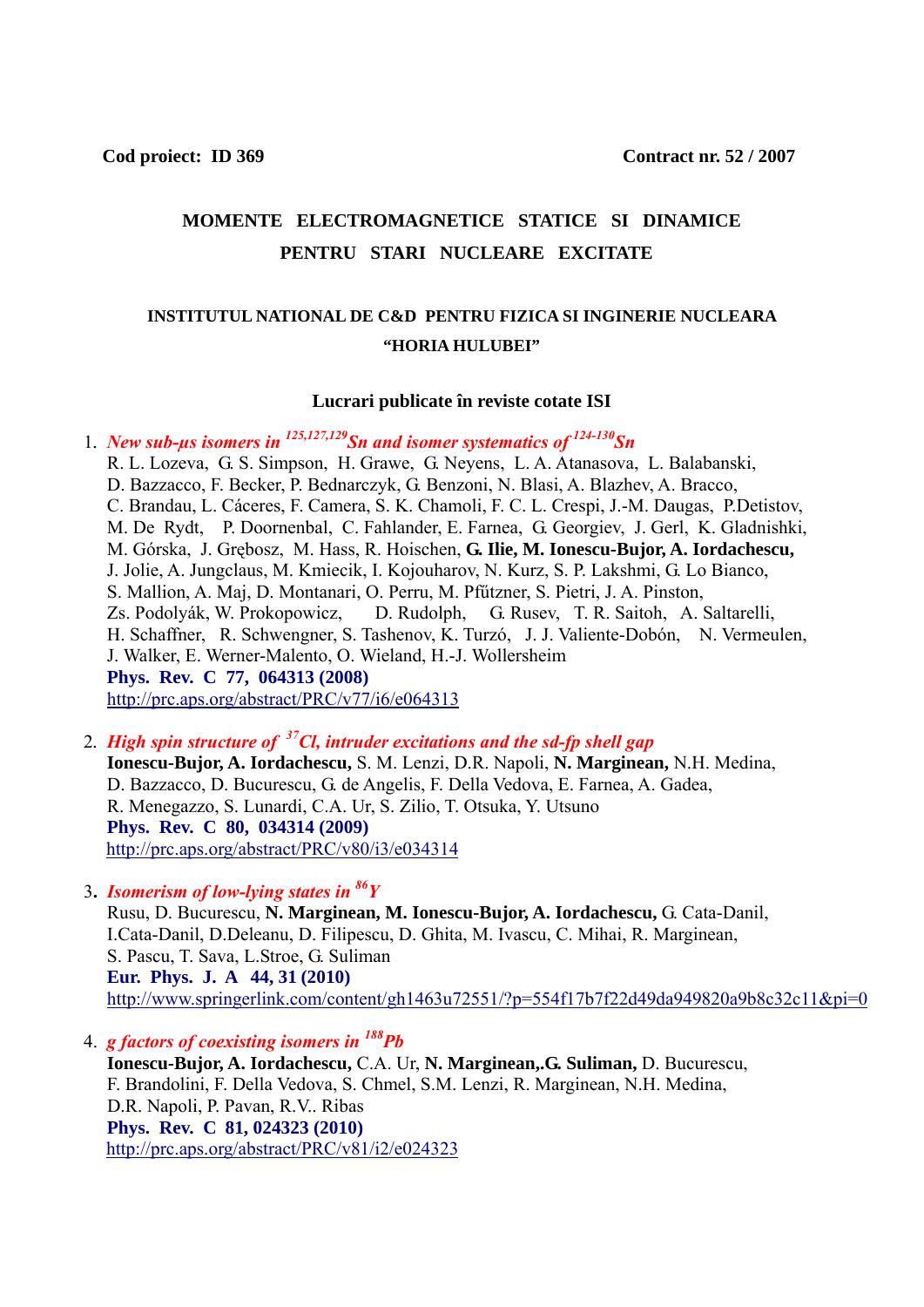**Cod proiect: ID 369** **Contract nr. 52 / 2007**

# MOMENTE ELECTROMAGNETICE STATICE SI DINAMICE PENTRU STARI NUCLEARE EXCITATE

### INSTITUTUL NATIONAL DE C&D PENTRU FIZICA SI INGINERIE NUCLEARA "HORIA HULUBEI"

### Lucrari publicate în reviste cotate ISI

1. *New sub-μs isomers in $^{125,127,129}$Sn and isomer systematics of $^{124\text{-}130}$Sn*
   R. L. Lozeva, G. S. Simpson, H. Grawe, G. Neyens, L. A. Atanasova, L. Balabanski, D. Bazzacco, F. Becker, P. Bednarczyk, G. Benzoni, N. Blasi, A. Blazhev, A. Bracco, C. Brandau, L. Cáceres, F. Camera, S. K. Chamoli, F. C. L. Crespi, J.-M. Daugas, P.Detistov, M. De Rydt, P. Doornenbal, C. Fahlander, E. Farnea, G. Georgiev, J. Gerl, K. Gladnishki, M. Górska, J. Grębosz, M. Hass, R. Hoischen, **G. Ilie, M. Ionescu-Bujor, A. Iordachescu,** J. Jolie, A. Jungclaus, M. Kmiecik, I. Kojouharov, N. Kurz, S. P. Lakshmi, G. Lo Bianco, S. Mallion, A. Maj, D. Montanari, O. Perru, M. Pfűtzner, S. Pietri, J. A. Pinston, Zs. Podolyák, W. Prokopowicz, D. Rudolph, G. Rusev, T. R. Saitoh, A. Saltarelli, H. Schaffner, R. Schwengner, S. Tashenov, K. Turzó, J. J. Valiente-Dobón, N. Vermeulen, J. Walker, E. Werner-Malento, O. Wieland, H.-J. Wollersheim
   **Phys. Rev. C 77, 064313 (2008)**
   http://prc.aps.org/abstract/PRC/v77/i6/e064313

2. *High spin structure of $^{37}$Cl, intruder excitations and the sd-fp shell gap*
   **Ionescu-Bujor, A. Iordachescu,** S. M. Lenzi, D.R. Napoli, **N. Marginean,** N.H. Medina, D. Bazzacco, D. Bucurescu, G. de Angelis, F. Della Vedova, E. Farnea, A. Gadea, R. Menegazzo, S. Lunardi, C.A. Ur, S. Zilio, T. Otsuka, Y. Utsuno
   **Phys. Rev. C 80, 034314 (2009)**
   http://prc.aps.org/abstract/PRC/v80/i3/e034314

3. *Isomerism of low-lying states in $^{86}$Y*
   Rusu, D. Bucurescu, **N. Marginean, M. Ionescu-Bujor, A. Iordachescu,** G. Cata-Danil, I.Cata-Danil, D.Deleanu, D. Filipescu, D. Ghita, M. Ivascu, C. Mihai, R. Marginean, S. Pascu, T. Sava, L.Stroe, G. Suliman
   **Eur. Phys. J. A 44, 31 (2010)**
   http://www.springerlink.com/content/gh1463u72551/?p=554f17b7f22d49da949820a9b8c32c11&pi=0

4. *g factors of coexisting isomers in $^{188}$Pb*
   **Ionescu-Bujor, A. Iordachescu,** C.A. Ur, **N. Marginean,.G. Suliman,** D. Bucurescu, F. Brandolini, F. Della Vedova, S. Chmel, S.M. Lenzi, R. Marginean, N.H. Medina, D.R. Napoli, P. Pavan, R.V.. Ribas
   **Phys. Rev. C 81, 024323 (2010)**
   http://prc.aps.org/abstract/PRC/v81/i2/e024323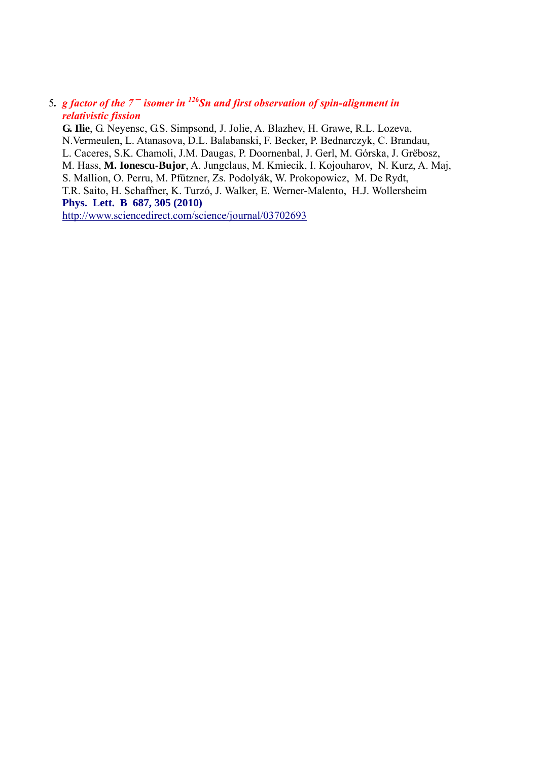5. ***g factor of the 7$^{-}$ isomer in $^{126}$Sn and first observation of spin-alignment in relativistic fission***

**G. Ilie**, G. Neyensc, G.S. Simpsond, J. Jolie, A. Blazhev, H. Grawe, R.L. Lozeva, N.Vermeulen, L. Atanasova, D.L. Balabanski, F. Becker, P. Bednarczyk, C. Brandau, L. Caceres, S.K. Chamoli, J.M. Daugas, P. Doornenbal, J. Gerl, M. Górska, J. Grëbosz, M. Hass, **M. Ionescu-Bujor**, A. Jungclaus, M. Kmiecik, I. Kojouharov, N. Kurz, A. Maj, S. Mallion, O. Perru, M. Pfützner, Zs. Podolyák, W. Prokopowicz, M. De Rydt, T.R. Saito, H. Schaffner, K. Turzó, J. Walker, E. Werner-Malento, H.J. Wollersheim

**Phys. Lett. B 687, 305 (2010)**

http://www.sciencedirect.com/science/journal/03702693